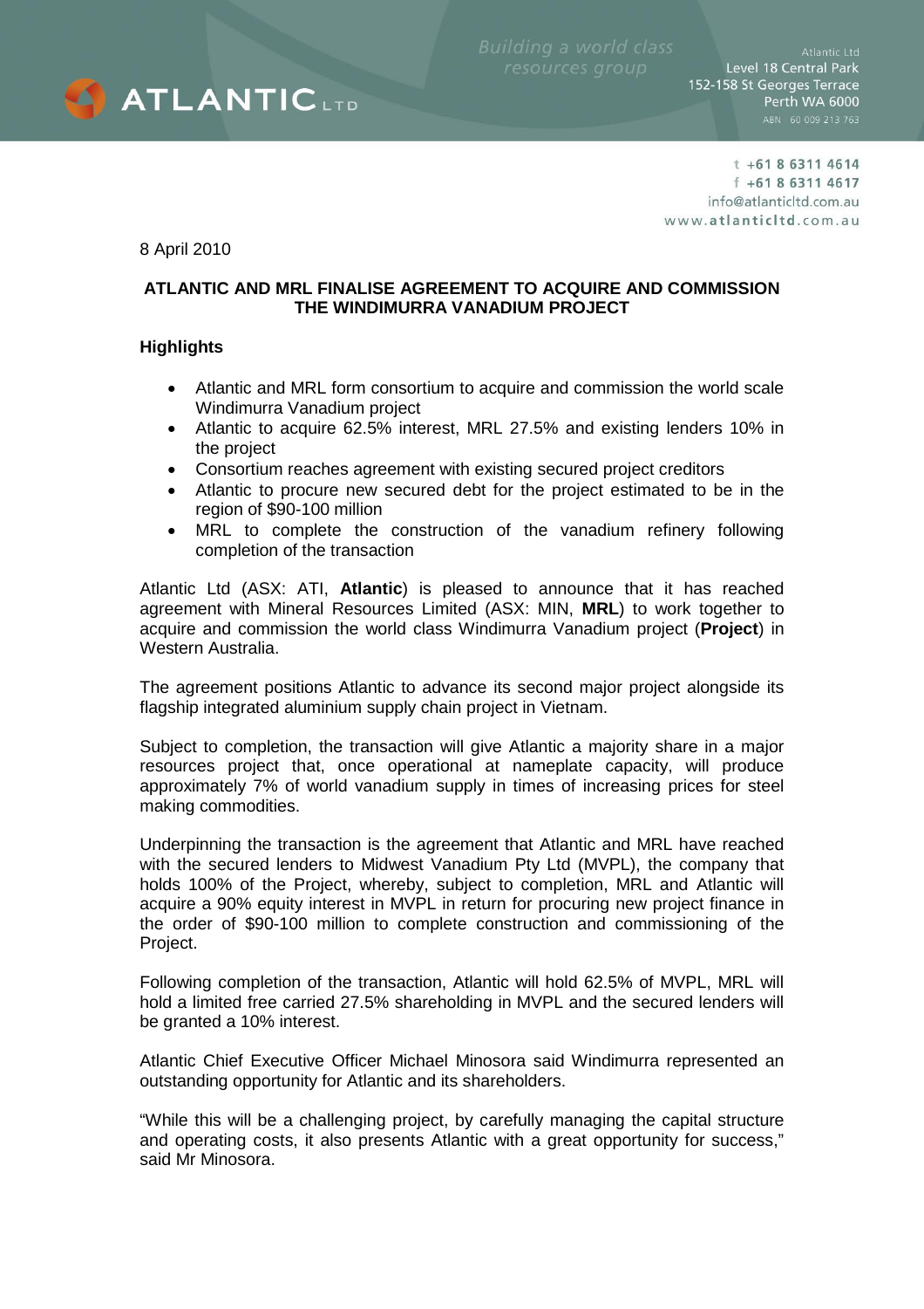Atlantic Ltd
Level 18 Central Park
152-158 St Georges Terrace
Perth WA 6000
ABN 60 009 213 763

t +61 8 6311 4614
f +61 8 6311 4617
info@atlanticltd.com.au
www.atlanticltd.com.au

8 April 2010

**ATLANTIC AND MRL FINALISE AGREEMENT TO ACQUIRE AND COMMISSION THE WINDIMURRA VANADIUM PROJECT**

**Highlights**

- Atlantic and MRL form consortium to acquire and commission the world scale Windimurra Vanadium project
- Atlantic to acquire 62.5% interest, MRL 27.5% and existing lenders 10% in the project
- Consortium reaches agreement with existing secured project creditors
- Atlantic to procure new secured debt for the project estimated to be in the region of $90-100 million
- MRL to complete the construction of the vanadium refinery following completion of the transaction

Atlantic Ltd (ASX: ATI, **Atlantic**) is pleased to announce that it has reached agreement with Mineral Resources Limited (ASX: MIN, **MRL**) to work together to acquire and commission the world class Windimurra Vanadium project (**Project**) in Western Australia.

The agreement positions Atlantic to advance its second major project alongside its flagship integrated aluminium supply chain project in Vietnam.

Subject to completion, the transaction will give Atlantic a majority share in a major resources project that, once operational at nameplate capacity, will produce approximately 7% of world vanadium supply in times of increasing prices for steel making commodities.

Underpinning the transaction is the agreement that Atlantic and MRL have reached with the secured lenders to Midwest Vanadium Pty Ltd (MVPL), the company that holds 100% of the Project, whereby, subject to completion, MRL and Atlantic will acquire a 90% equity interest in MVPL in return for procuring new project finance in the order of $90-100 million to complete construction and commissioning of the Project.

Following completion of the transaction, Atlantic will hold 62.5% of MVPL, MRL will hold a limited free carried 27.5% shareholding in MVPL and the secured lenders will be granted a 10% interest.

Atlantic Chief Executive Officer Michael Minosora said Windimurra represented an outstanding opportunity for Atlantic and its shareholders.

"While this will be a challenging project, by carefully managing the capital structure and operating costs, it also presents Atlantic with a great opportunity for success," said Mr Minosora.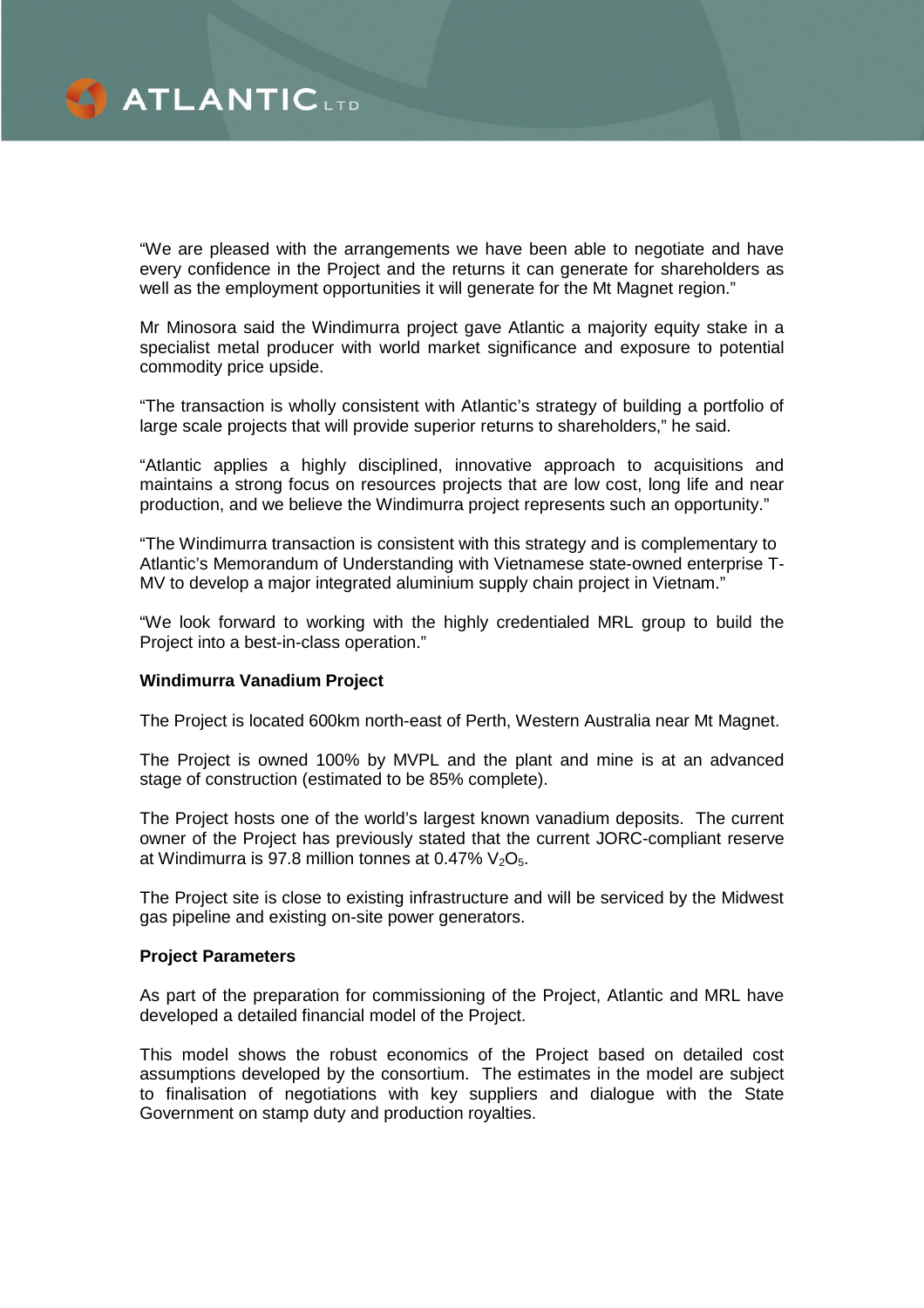"We are pleased with the arrangements we have been able to negotiate and have every confidence in the Project and the returns it can generate for shareholders as well as the employment opportunities it will generate for the Mt Magnet region."

Mr Minosora said the Windimurra project gave Atlantic a majority equity stake in a specialist metal producer with world market significance and exposure to potential commodity price upside.

"The transaction is wholly consistent with Atlantic's strategy of building a portfolio of large scale projects that will provide superior returns to shareholders," he said.

"Atlantic applies a highly disciplined, innovative approach to acquisitions and maintains a strong focus on resources projects that are low cost, long life and near production, and we believe the Windimurra project represents such an opportunity."

"The Windimurra transaction is consistent with this strategy and is complementary to Atlantic's Memorandum of Understanding with Vietnamese state-owned enterprise T-MV to develop a major integrated aluminium supply chain project in Vietnam."

"We look forward to working with the highly credentialed MRL group to build the Project into a best-in-class operation."

**Windimurra Vanadium Project**

The Project is located 600km north-east of Perth, Western Australia near Mt Magnet.

The Project is owned 100% by MVPL and the plant and mine is at an advanced stage of construction (estimated to be 85% complete).

The Project hosts one of the world's largest known vanadium deposits. The current owner of the Project has previously stated that the current JORC-compliant reserve at Windimurra is 97.8 million tonnes at 0.47% $V_2O_5$.

The Project site is close to existing infrastructure and will be serviced by the Midwest gas pipeline and existing on-site power generators.

**Project Parameters**

As part of the preparation for commissioning of the Project, Atlantic and MRL have developed a detailed financial model of the Project.

This model shows the robust economics of the Project based on detailed cost assumptions developed by the consortium. The estimates in the model are subject to finalisation of negotiations with key suppliers and dialogue with the State Government on stamp duty and production royalties.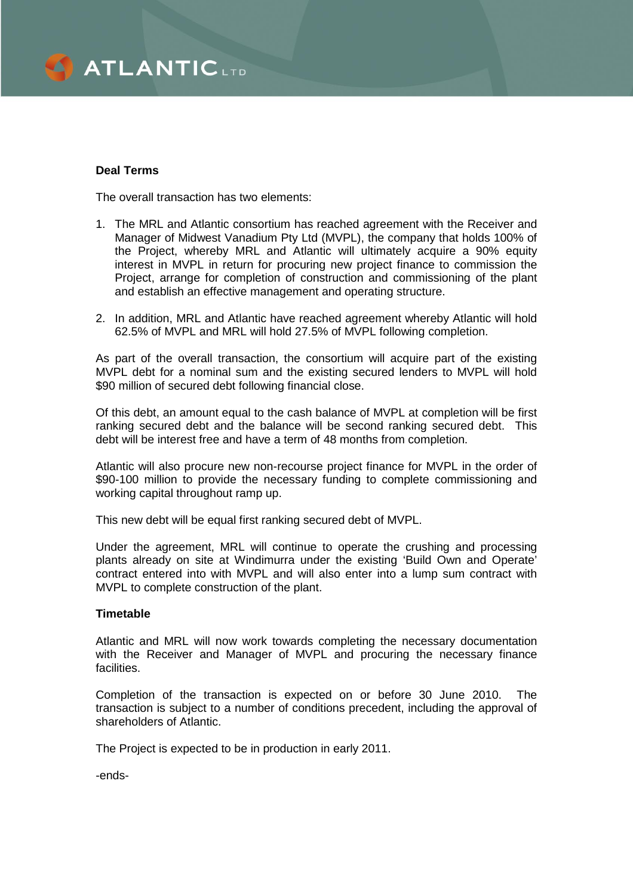**Deal Terms**

The overall transaction has two elements:

1. The MRL and Atlantic consortium has reached agreement with the Receiver and Manager of Midwest Vanadium Pty Ltd (MVPL), the company that holds 100% of the Project, whereby MRL and Atlantic will ultimately acquire a 90% equity interest in MVPL in return for procuring new project finance to commission the Project, arrange for completion of construction and commissioning of the plant and establish an effective management and operating structure.

2. In addition, MRL and Atlantic have reached agreement whereby Atlantic will hold 62.5% of MVPL and MRL will hold 27.5% of MVPL following completion.

As part of the overall transaction, the consortium will acquire part of the existing MVPL debt for a nominal sum and the existing secured lenders to MVPL will hold $90 million of secured debt following financial close.

Of this debt, an amount equal to the cash balance of MVPL at completion will be first ranking secured debt and the balance will be second ranking secured debt. This debt will be interest free and have a term of 48 months from completion.

Atlantic will also procure new non-recourse project finance for MVPL in the order of $90-100 million to provide the necessary funding to complete commissioning and working capital throughout ramp up.

This new debt will be equal first ranking secured debt of MVPL.

Under the agreement, MRL will continue to operate the crushing and processing plants already on site at Windimurra under the existing 'Build Own and Operate' contract entered into with MVPL and will also enter into a lump sum contract with MVPL to complete construction of the plant.

**Timetable**

Atlantic and MRL will now work towards completing the necessary documentation with the Receiver and Manager of MVPL and procuring the necessary finance facilities.

Completion of the transaction is expected on or before 30 June 2010. The transaction is subject to a number of conditions precedent, including the approval of shareholders of Atlantic.

The Project is expected to be in production in early 2011.

-ends-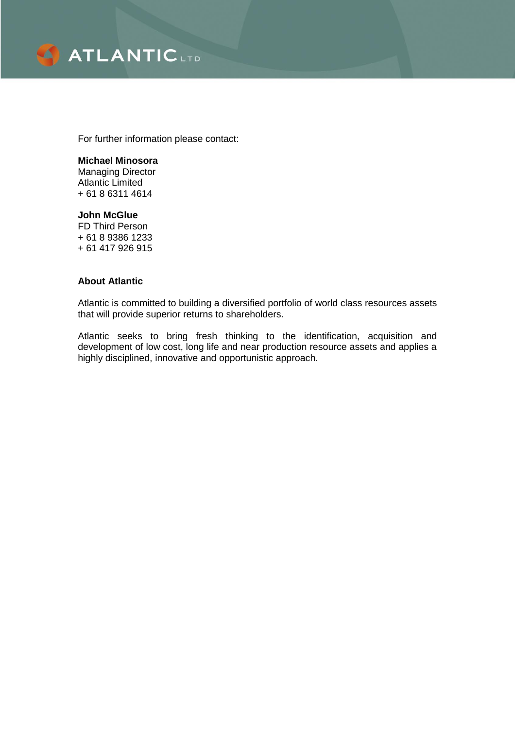For further information please contact:

**Michael Minosora**
Managing Director
Atlantic Limited
+ 61 8 6311 4614

**John McGlue**
FD Third Person
+ 61 8 9386 1233
+ 61 417 926 915

**About Atlantic**

Atlantic is committed to building a diversified portfolio of world class resources assets that will provide superior returns to shareholders.

Atlantic seeks to bring fresh thinking to the identification, acquisition and development of low cost, long life and near production resource assets and applies a highly disciplined, innovative and opportunistic approach.